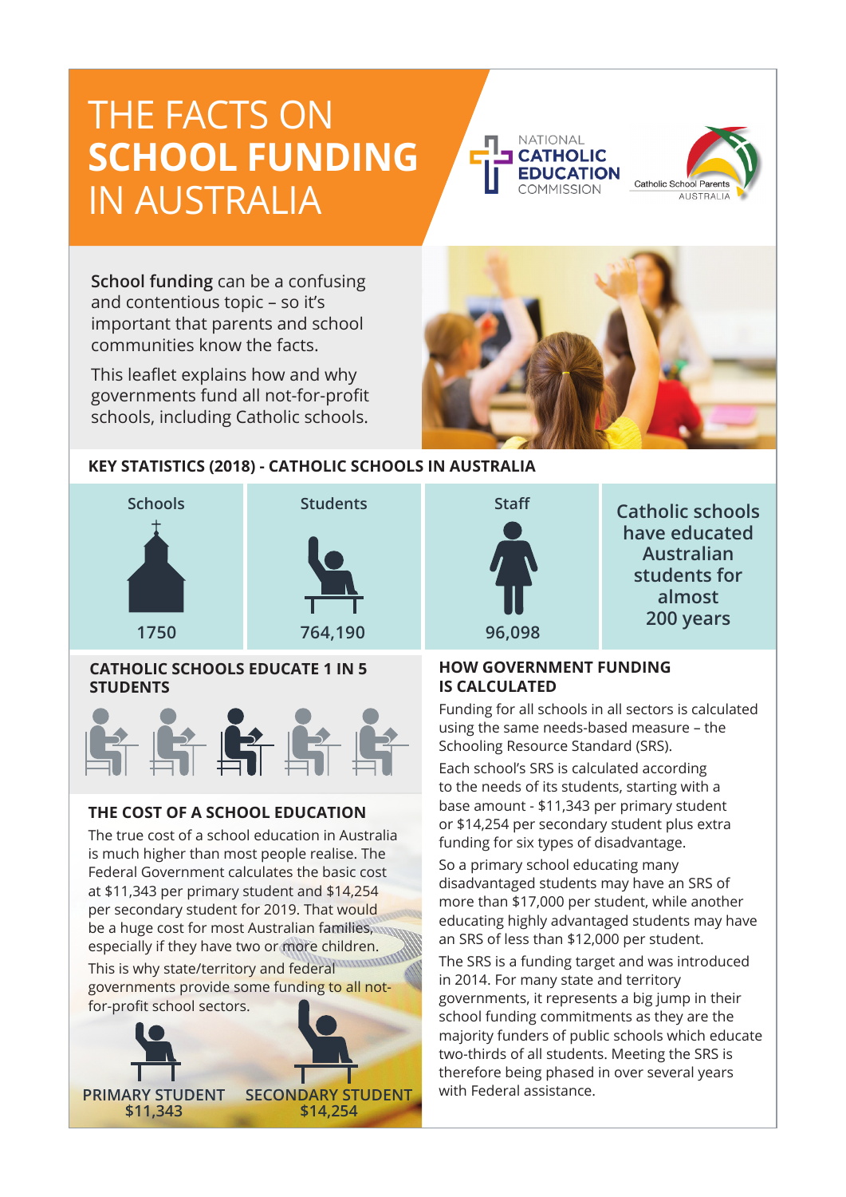# THE FACTS ON **SCHOOL FUNDING** IN AUSTRALIA

NATIONAL CATHOLIC EDUCATION COMMISSION

Catholic School Parents AUSTRALIA

**School funding** can be a confusing and contentious topic – so it's important that parents and school communities know the facts.

This leaflet explains how and why governments fund all not-for-profit schools, including Catholic schools.

## KEY STATISTICS (2018) - CATHOLIC SCHOOLS IN AUSTRALIA

| Schools | Students | Staff |
|---|---|---|
| 1750 | 764,190 | 96,098 |

Catholic schools have educated Australian students for almost 200 years

## CATHOLIC SCHOOLS EDUCATE 1 IN 5 STUDENTS

## THE COST OF A SCHOOL EDUCATION

The true cost of a school education in Australia is much higher than most people realise. The Federal Government calculates the basic cost at $11,343 per primary student and $14,254 per secondary student for 2019. That would be a huge cost for most Australian families, especially if they have two or more children.

This is why state/territory and federal governments provide some funding to all not-for-profit school sectors.

PRIMARY STUDENT $11,343

SECONDARY STUDENT $14,254

## HOW GOVERNMENT FUNDING IS CALCULATED

Funding for all schools in all sectors is calculated using the same needs-based measure – the Schooling Resource Standard (SRS).

Each school's SRS is calculated according to the needs of its students, starting with a base amount - $11,343 per primary student or $14,254 per secondary student plus extra funding for six types of disadvantage.

So a primary school educating many disadvantaged students may have an SRS of more than $17,000 per student, while another educating highly advantaged students may have an SRS of less than $12,000 per student.

The SRS is a funding target and was introduced in 2014. For many state and territory governments, it represents a big jump in their school funding commitments as they are the majority funders of public schools which educate two-thirds of all students. Meeting the SRS is therefore being phased in over several years with Federal assistance.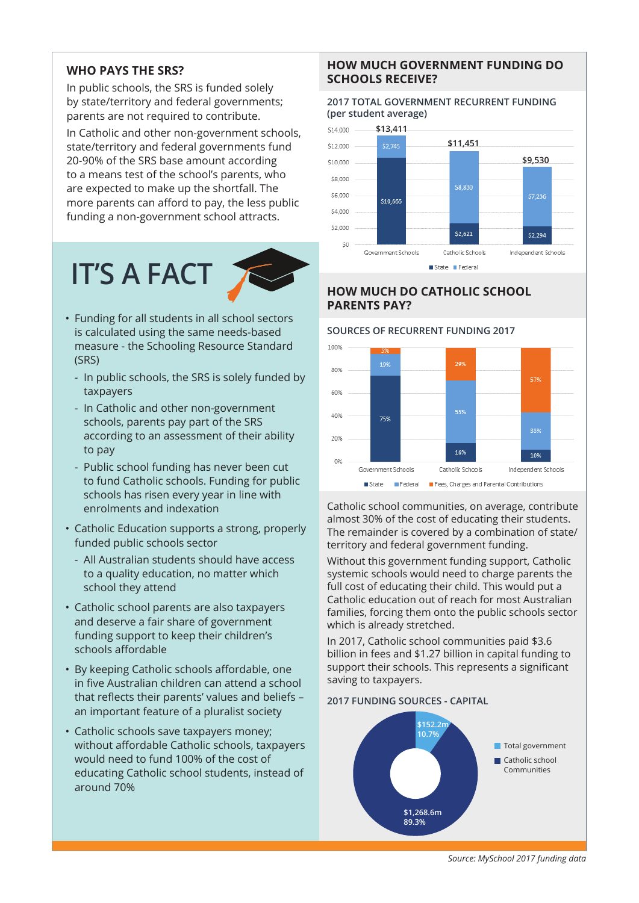## WHO PAYS THE SRS?

In public schools, the SRS is funded solely by state/territory and federal governments; parents are not required to contribute.

In Catholic and other non-government schools, state/territory and federal governments fund 20-90% of the SRS base amount according to a means test of the school's parents, who are expected to make up the shortfall. The more parents can afford to pay, the less public funding a non-government school attracts.

# IT'S A FACT

- Funding for all students in all school sectors is calculated using the same needs-based measure - the Schooling Resource Standard (SRS)
  - In public schools, the SRS is solely funded by taxpayers
  - In Catholic and other non-government schools, parents pay part of the SRS according to an assessment of their ability to pay
  - Public school funding has never been cut to fund Catholic schools. Funding for public schools has risen every year in line with enrolments and indexation
- Catholic Education supports a strong, properly funded public schools sector
  - All Australian students should have access to a quality education, no matter which school they attend
- Catholic school parents are also taxpayers and deserve a fair share of government funding support to keep their children's schools affordable
- By keeping Catholic schools affordable, one in five Australian children can attend a school that reflects their parents' values and beliefs – an important feature of a pluralist society
- Catholic schools save taxpayers money; without affordable Catholic schools, taxpayers would need to fund 100% of the cost of educating Catholic school students, instead of around 70%

## HOW MUCH GOVERNMENT FUNDING DO SCHOOLS RECEIVE?

### 2017 TOTAL GOVERNMENT RECURRENT FUNDING (per student average)

$14,000
$12,000
$10,000
$8,000
$6,000
$4,000
$2,000
$0

Government Schools: $13,411 ($10,665 State, $2,745 Federal)
Catholic Schools: $11,451 ($2,621 State, $8,830 Federal)
Independent Schools: $9,530 ($2,294 State, $7,236 Federal)

State | Federal

## HOW MUCH DO CATHOLIC SCHOOL PARENTS PAY?

### SOURCES OF RECURRENT FUNDING 2017

100%
80%
60%
40%
20%
0%

Government Schools: 75%, 19%, 5%
Catholic Schools: 16%, 55%, 29%
Independent Schools: 10%, 33%, 57%

State | Federal | Fees, Charges and Parental Contributions

Catholic school communities, on average, contribute almost 30% of the cost of educating their students. The remainder is covered by a combination of state/territory and federal government funding.

Without this government funding support, Catholic systemic schools would need to charge parents the full cost of educating their child. This would put a Catholic education out of reach for most Australian families, forcing them onto the public schools sector which is already stretched.

In 2017, Catholic school communities paid $3.6 billion in fees and $1.27 billion in capital funding to support their schools. This represents a significant saving to taxpayers.

### 2017 FUNDING SOURCES - CAPITAL

$152.2m
10.7%

$1,268.6m
89.3%

Total government
Catholic school Communities

*Source: MySchool 2017 funding data*